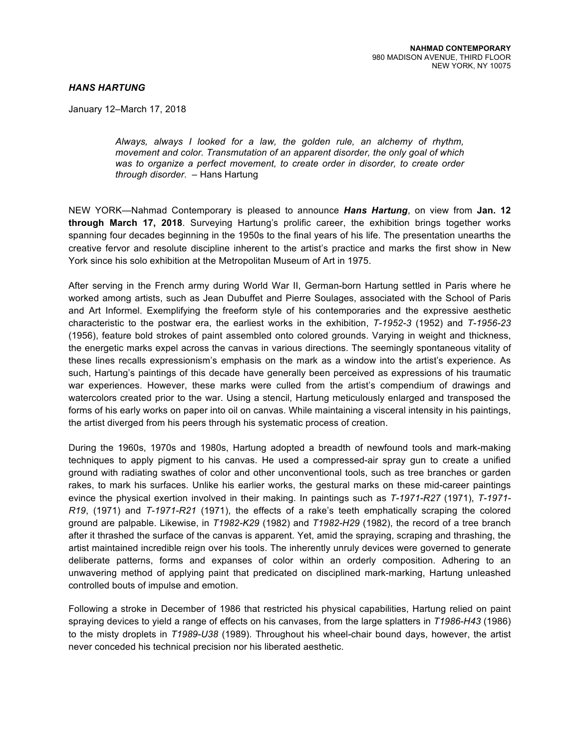**NAHMAD CONTEMPORARY**
980 MADISON AVENUE, THIRD FLOOR
NEW YORK, NY 10075

***HANS HARTUNG***

January 12–March 17, 2018

> *Always, always I looked for a law, the golden rule, an alchemy of rhythm, movement and color. Transmutation of an apparent disorder, the only goal of which was to organize a perfect movement, to create order in disorder, to create order through disorder*. – Hans Hartung

NEW YORK—Nahmad Contemporary is pleased to announce ***Hans Hartung***, on view from **Jan. 12 through March 17, 2018**. Surveying Hartung's prolific career, the exhibition brings together works spanning four decades beginning in the 1950s to the final years of his life. The presentation unearths the creative fervor and resolute discipline inherent to the artist's practice and marks the first show in New York since his solo exhibition at the Metropolitan Museum of Art in 1975.

After serving in the French army during World War II, German-born Hartung settled in Paris where he worked among artists, such as Jean Dubuffet and Pierre Soulages, associated with the School of Paris and Art Informel. Exemplifying the freeform style of his contemporaries and the expressive aesthetic characteristic to the postwar era, the earliest works in the exhibition, *T-1952-3* (1952) and *T-1956-23* (1956), feature bold strokes of paint assembled onto colored grounds. Varying in weight and thickness, the energetic marks expel across the canvas in various directions. The seemingly spontaneous vitality of these lines recalls expressionism's emphasis on the mark as a window into the artist's experience. As such, Hartung's paintings of this decade have generally been perceived as expressions of his traumatic war experiences. However, these marks were culled from the artist's compendium of drawings and watercolors created prior to the war. Using a stencil, Hartung meticulously enlarged and transposed the forms of his early works on paper into oil on canvas. While maintaining a visceral intensity in his paintings, the artist diverged from his peers through his systematic process of creation.

During the 1960s, 1970s and 1980s, Hartung adopted a breadth of newfound tools and mark-making techniques to apply pigment to his canvas. He used a compressed-air spray gun to create a unified ground with radiating swathes of color and other unconventional tools, such as tree branches or garden rakes, to mark his surfaces. Unlike his earlier works, the gestural marks on these mid-career paintings evince the physical exertion involved in their making. In paintings such as *T-1971-R27* (1971), *T-1971-R19*, (1971) and *T-1971-R21* (1971), the effects of a rake's teeth emphatically scraping the colored ground are palpable. Likewise, in *T1982-K29* (1982) and *T1982-H29* (1982), the record of a tree branch after it thrashed the surface of the canvas is apparent. Yet, amid the spraying, scraping and thrashing, the artist maintained incredible reign over his tools. The inherently unruly devices were governed to generate deliberate patterns, forms and expanses of color within an orderly composition. Adhering to an unwavering method of applying paint that predicated on disciplined mark-marking, Hartung unleashed controlled bouts of impulse and emotion.

Following a stroke in December of 1986 that restricted his physical capabilities, Hartung relied on paint spraying devices to yield a range of effects on his canvases, from the large splatters in *T1986-H43* (1986) to the misty droplets in *T1989-U38* (1989). Throughout his wheel-chair bound days, however, the artist never conceded his technical precision nor his liberated aesthetic.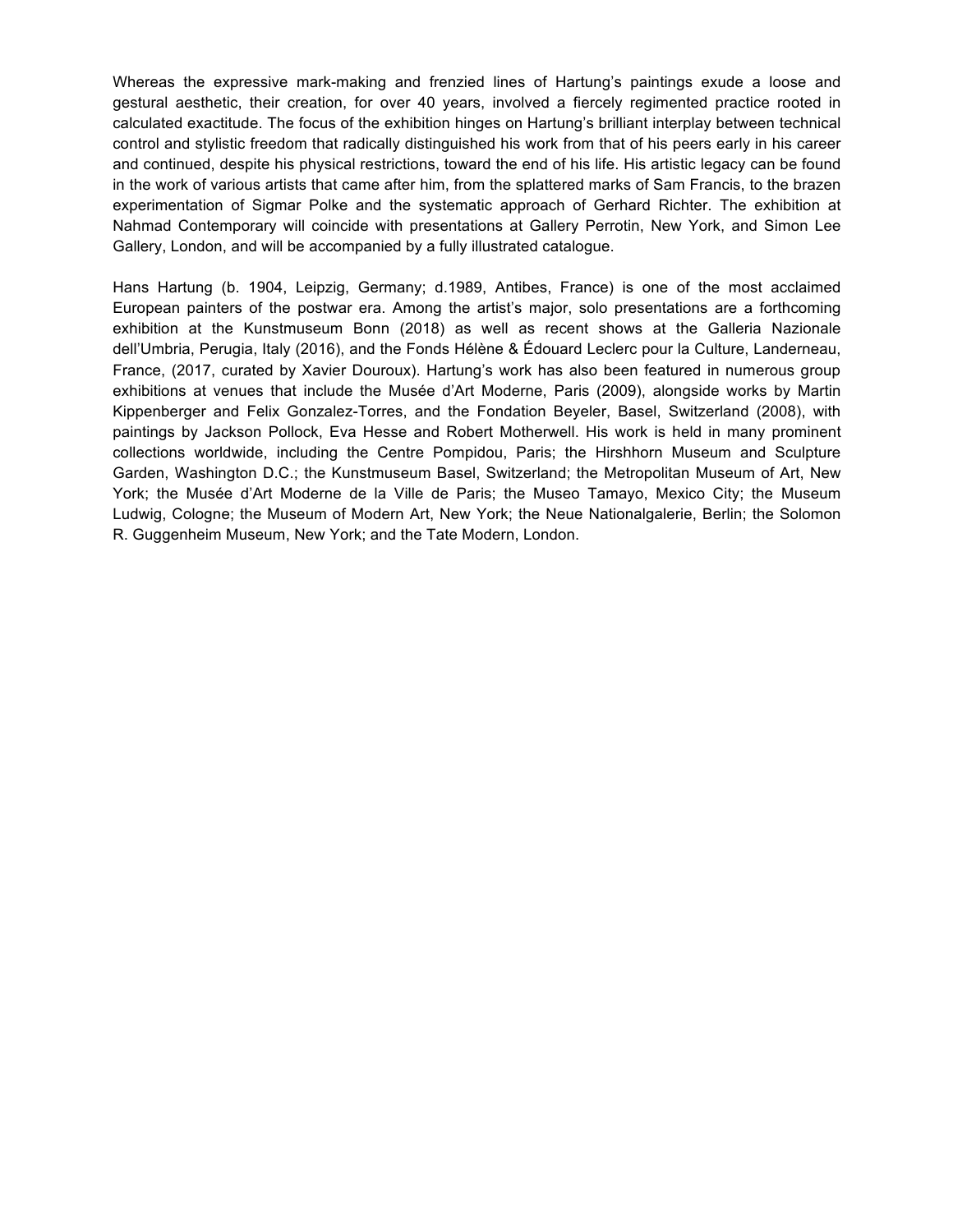Whereas the expressive mark-making and frenzied lines of Hartung's paintings exude a loose and gestural aesthetic, their creation, for over 40 years, involved a fiercely regimented practice rooted in calculated exactitude. The focus of the exhibition hinges on Hartung's brilliant interplay between technical control and stylistic freedom that radically distinguished his work from that of his peers early in his career and continued, despite his physical restrictions, toward the end of his life. His artistic legacy can be found in the work of various artists that came after him, from the splattered marks of Sam Francis, to the brazen experimentation of Sigmar Polke and the systematic approach of Gerhard Richter. The exhibition at Nahmad Contemporary will coincide with presentations at Gallery Perrotin, New York, and Simon Lee Gallery, London, and will be accompanied by a fully illustrated catalogue.

Hans Hartung (b. 1904, Leipzig, Germany; d.1989, Antibes, France) is one of the most acclaimed European painters of the postwar era. Among the artist's major, solo presentations are a forthcoming exhibition at the Kunstmuseum Bonn (2018) as well as recent shows at the Galleria Nazionale dell'Umbria, Perugia, Italy (2016), and the Fonds Hélène & Édouard Leclerc pour la Culture, Landerneau, France, (2017, curated by Xavier Douroux). Hartung's work has also been featured in numerous group exhibitions at venues that include the Musée d'Art Moderne, Paris (2009), alongside works by Martin Kippenberger and Felix Gonzalez-Torres, and the Fondation Beyeler, Basel, Switzerland (2008), with paintings by Jackson Pollock, Eva Hesse and Robert Motherwell. His work is held in many prominent collections worldwide, including the Centre Pompidou, Paris; the Hirshhorn Museum and Sculpture Garden, Washington D.C.; the Kunstmuseum Basel, Switzerland; the Metropolitan Museum of Art, New York; the Musée d'Art Moderne de la Ville de Paris; the Museo Tamayo, Mexico City; the Museum Ludwig, Cologne; the Museum of Modern Art, New York; the Neue Nationalgalerie, Berlin; the Solomon R. Guggenheim Museum, New York; and the Tate Modern, London.